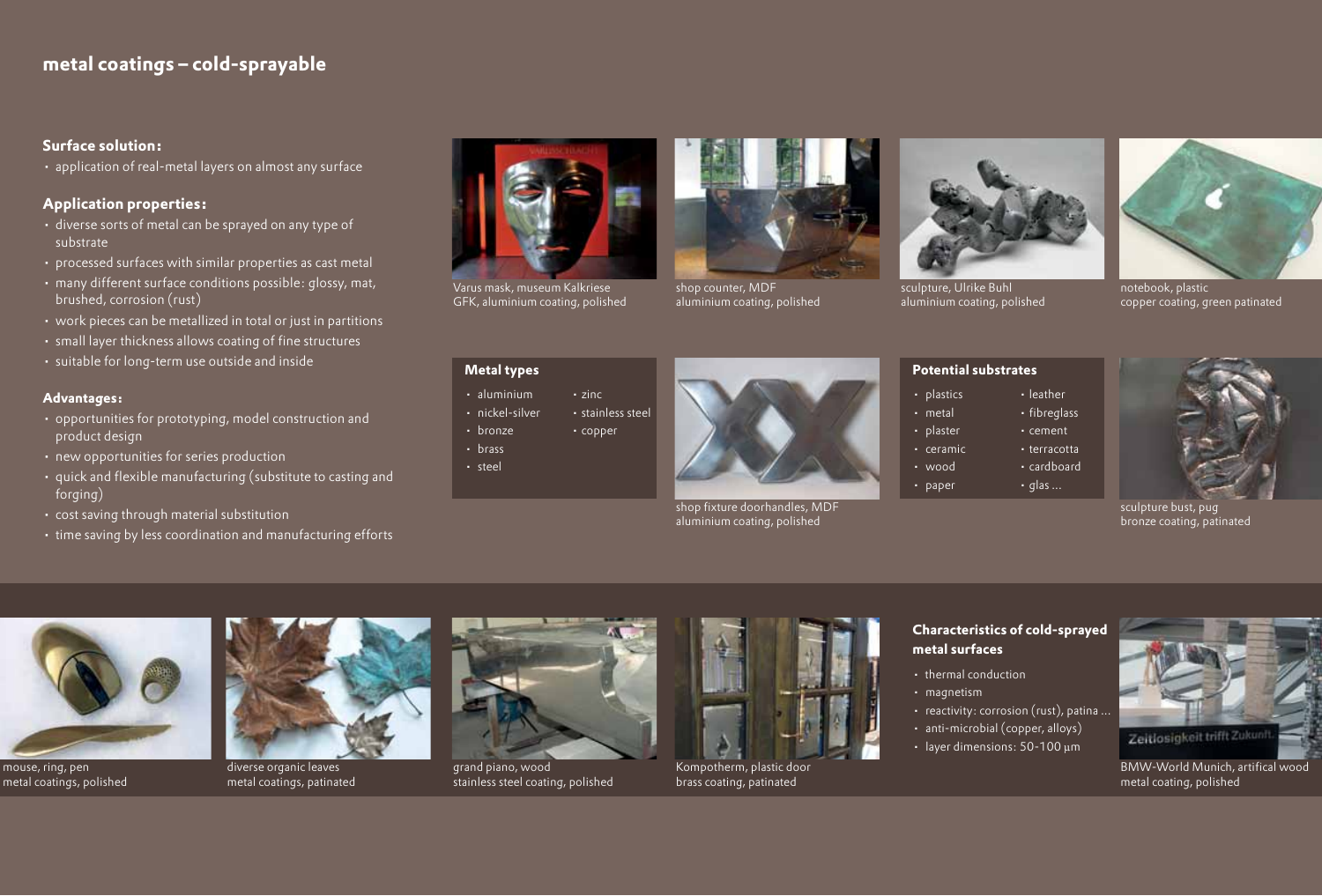## metal coatings – cold-sprayable

### Surface solution:

- application of real-metal layers on almost any surface

### Application properties:

- diverse sorts of metal can be sprayed on any type of substrate
- processed surfaces with similar properties as cast metal
- many different surface conditions possible: glossy, mat, brushed, corrosion (rust)
- work pieces can be metallized in total or just in partitions
- small layer thickness allows coating of fine structures
- suitable for long-term use outside and inside

### Advantages:

- opportunities for prototyping, model construction and product design
- new opportunities for series production
- quick and flexible manufacturing (substitute to casting and forging)
- cost saving through material substitution
- time saving by less coordination and manufacturing efforts

Varus mask, museum Kalkriese
GFK, aluminium coating, polished

shop counter, MDF
aluminium coating, polished

sculpture, Ulrike Buhl
aluminium coating, polished

notebook, plastic
copper coating, green patinated

### Metal types

- aluminium
- nickel-silver
- bronze
- brass
- steel
- zinc
- stainless steel
- copper

shop fixture doorhandles, MDF
aluminium coating, polished

### Potential substrates

- plastics
- metal
- plaster
- ceramic
- wood
- paper
- leather
- fibreglass
- cement
- terracotta
- cardboard
- glas ...

sculpture bust, pug
bronze coating, patinated

mouse, ring, pen
metal coatings, polished

diverse organic leaves
metal coatings, patinated

grand piano, wood
stainless steel coating, polished

Kompotherm, plastic door
brass coating, patinated

### Characteristics of cold-sprayed metal surfaces

- thermal conduction
- magnetism
- reactivity: corrosion (rust), patina ...
- anti-microbial (copper, alloys)
- layer dimensions: 50-100 µm

BMW-World Munich, artifical wood
metal coating, polished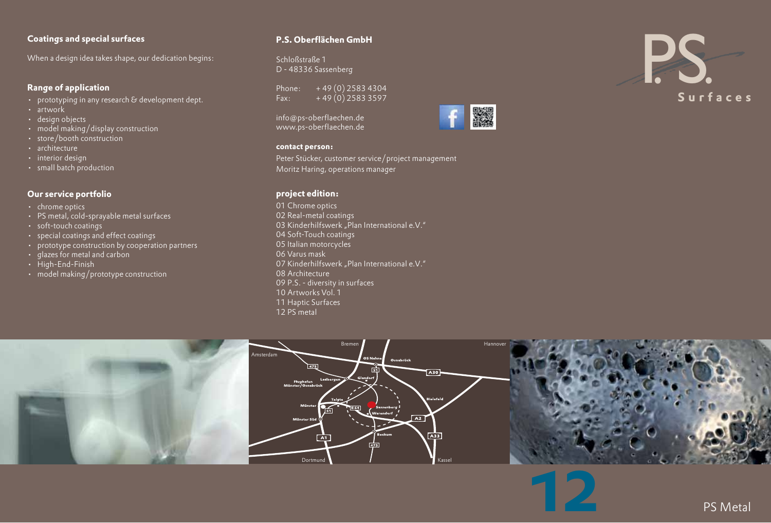## Coatings and special surfaces

When a design idea takes shape, our dedication begins:

### Range of application

- prototyping in any research & development dept.
- artwork
- design objects
- model making/display construction
- store/booth construction
- architecture
- interior design
- small batch production

### Our service portfolio

- chrome optics
- PS metal, cold-sprayable metal surfaces
- soft-touch coatings
- special coatings and effect coatings
- prototype construction by cooperation partners
- glazes for metal and carbon
- High-End-Finish
- model making/prototype construction

## P.S. Oberflächen GmbH

Schloßstraße 1
D - 48336 Sassenberg

Phone: + 49 (0) 2583 4304
Fax: + 49 (0) 2583 3597

info@ps-oberflaechen.de
www.ps-oberflaechen.de

**contact person:**

Peter Stücker, customer service/project management
Moritz Haring, operations manager

**project edition:**

01 Chrome optics
02 Real-metal coatings
03 Kinderhilfswerk „Plan International e.V."
04 Soft-Touch coatings
05 Italian motorcycles
06 Varus mask
07 Kinderhilfswerk „Plan International e.V."
08 Architecture
09 P.S. - diversity in surfaces
10 Artworks Vol. 1
11 Haptic Surfaces
12 PS metal

P.S. Surfaces

Bremen
Hannover
Amsterdam
OS Nahne
Osnabrück
475
51
A30
Flughafen Münster/Osnabrück
Ladbergen
Glandorf
Telgte
Bielefeld
Münster
B64
Sassenberg
Warendorf
51
A2
Münster Süd
Beckum
A1
A33
475
Dortmund
Kassel

**12**

PS Metal